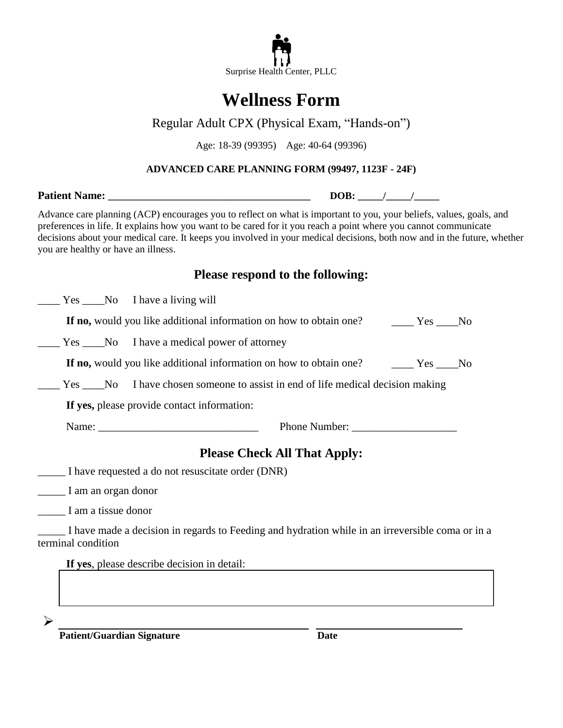Surprise Health Center, PLLC

# Wellness Form

Regular Adult CPX (Physical Exam, "Hands-on")

Age: 18-39 (99395) Age: 40-64 (99396)

**ADVANCED CARE PLANNING FORM (99497, 1123F - 24F)**

**Patient Name:** ______________________________________ **DOB:** _____/_____/_____

Advance care planning (ACP) encourages you to reflect on what is important to you, your beliefs, values, goals, and preferences in life. It explains how you want to be cared for it you reach a point where you cannot communicate decisions about your medical care. It keeps you involved in your medical decisions, both now and in the future, whether you are healthy or have an illness.

## Please respond to the following:

____ Yes ____No I have a living will

**If no,** would you like additional information on how to obtain one? ____ Yes ____No

____ Yes ____No I have a medical power of attorney

**If no,** would you like additional information on how to obtain one? ____ Yes ____No

____ Yes ____No I have chosen someone to assist in end of life medical decision making

**If yes,** please provide contact information:

Name: _____________________________ Phone Number: ___________________

## Please Check All That Apply:

_____ I have requested a do not resuscitate order (DNR)

_____ I am an organ donor

_____ I am a tissue donor

_____ I have made a decision in regards to Feeding and hydration while in an irreversible coma or in a terminal condition

**If yes**, please describe decision in detail:

➢ ______________________________________ ____________________________

**Patient/Guardian Signature** **Date**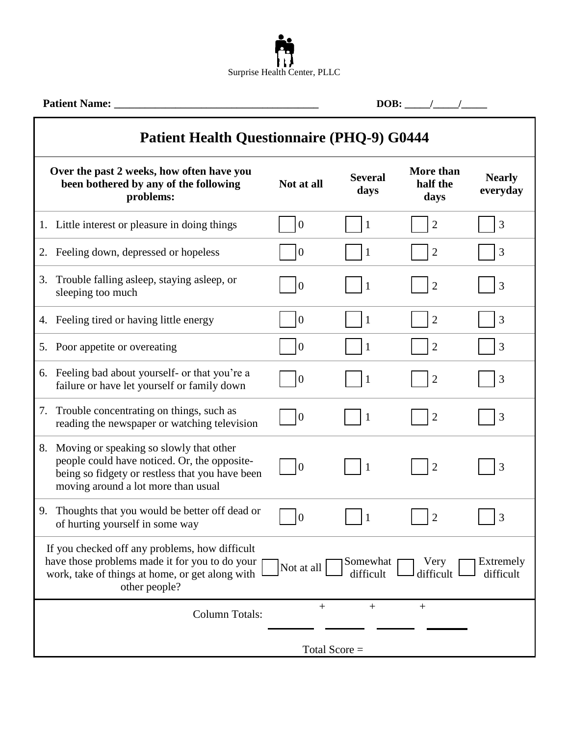Surprise Health Center, PLLC

**Patient Name:** ______________________________________ **DOB:** _____/_____/_____

# Patient Health Questionnaire (PHQ-9) G0444

| Over the past 2 weeks, how often have you been bothered by any of the following problems: | Not at all | Several days | More than half the days | Nearly everyday |
|---|---|---|---|---|
| 1. Little interest or pleasure in doing things | ☐ 0 | ☐ 1 | ☐ 2 | ☐ 3 |
| 2. Feeling down, depressed or hopeless | ☐ 0 | ☐ 1 | ☐ 2 | ☐ 3 |
| 3. Trouble falling asleep, staying asleep, or sleeping too much | ☐ 0 | ☐ 1 | ☐ 2 | ☐ 3 |
| 4. Feeling tired or having little energy | ☐ 0 | ☐ 1 | ☐ 2 | ☐ 3 |
| 5. Poor appetite or overeating | ☐ 0 | ☐ 1 | ☐ 2 | ☐ 3 |
| 6. Feeling bad about yourself- or that you're a failure or have let yourself or family down | ☐ 0 | ☐ 1 | ☐ 2 | ☐ 3 |
| 7. Trouble concentrating on things, such as reading the newspaper or watching television | ☐ 0 | ☐ 1 | ☐ 2 | ☐ 3 |
| 8. Moving or speaking so slowly that other people could have noticed. Or, the opposite- being so fidgety or restless that you have been moving around a lot more than usual | ☐ 0 | ☐ 1 | ☐ 2 | ☐ 3 |
| 9. Thoughts that you would be better off dead or of hurting yourself in some way | ☐ 0 | ☐ 1 | ☐ 2 | ☐ 3 |
| If you checked off any problems, how difficult have those problems made it for you to do your work, take of things at home, or get along with other people? | ☐ Not at all | ☐ Somewhat difficult | ☐ Very difficult | ☐ Extremely difficult |
| Column Totals: | _______ + | _______ + | _______ + | _______ |

Total Score =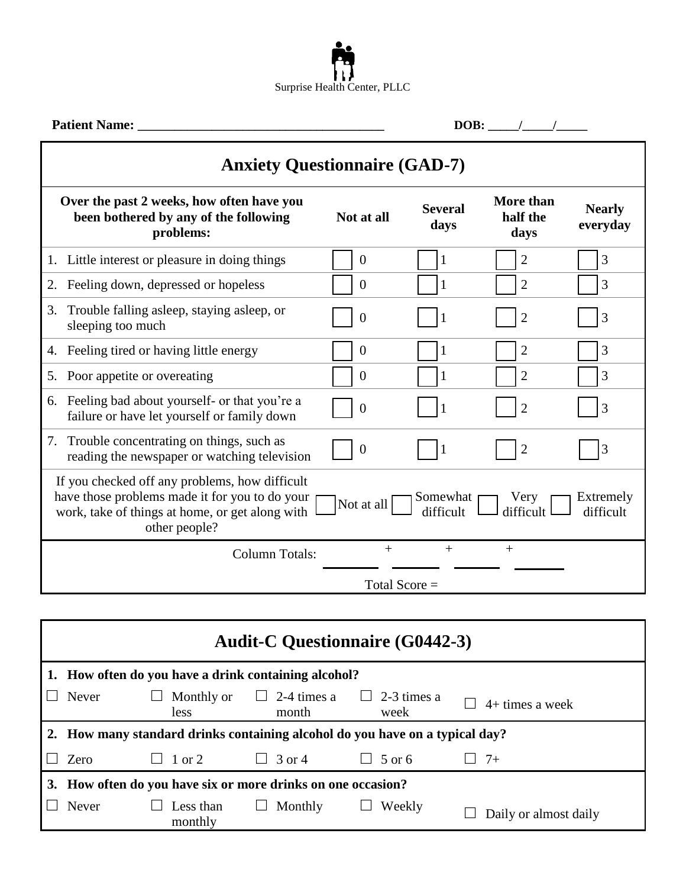Surprise Health Center, PLLC

**Patient Name:** ______________________________________ **DOB:** _____/_____/_____

## Anxiety Questionnaire (GAD-7)

| Over the past 2 weeks, how often have you been bothered by any of the following problems: | Not at all | Several days | More than half the days | Nearly everyday |
|---|---|---|---|---|
| 1. Little interest or pleasure in doing things | ☐ 0 | ☐ 1 | ☐ 2 | ☐ 3 |
| 2. Feeling down, depressed or hopeless | ☐ 0 | ☐ 1 | ☐ 2 | ☐ 3 |
| 3. Trouble falling asleep, staying asleep, or sleeping too much | ☐ 0 | ☐ 1 | ☐ 2 | ☐ 3 |
| 4. Feeling tired or having little energy | ☐ 0 | ☐ 1 | ☐ 2 | ☐ 3 |
| 5. Poor appetite or overeating | ☐ 0 | ☐ 1 | ☐ 2 | ☐ 3 |
| 6. Feeling bad about yourself- or that you're a failure or have let yourself or family down | ☐ 0 | ☐ 1 | ☐ 2 | ☐ 3 |
| 7. Trouble concentrating on things, such as reading the newspaper or watching television | ☐ 0 | ☐ 1 | ☐ 2 | ☐ 3 |
| If you checked off any problems, how difficult have those problems made it for you to do your work, take of things at home, or get along with other people? | ☐ Not at all | ☐ Somewhat difficult | ☐ Very difficult | ☐ Extremely difficult |
| Column Totals: | _____ + | _____ + | _____ + | _____ |
| | | Total Score = | | |

## Audit-C Questionnaire (G0442-3)

**1. How often do you have a drink containing alcohol?**

☐ Never ☐ Monthly or less ☐ 2-4 times a month ☐ 2-3 times a week ☐ 4+ times a week

**2. How many standard drinks containing alcohol do you have on a typical day?**

☐ Zero ☐ 1 or 2 ☐ 3 or 4 ☐ 5 or 6 ☐ 7+

**3. How often do you have six or more drinks on one occasion?**

☐ Never ☐ Less than monthly ☐ Monthly ☐ Weekly ☐ Daily or almost daily